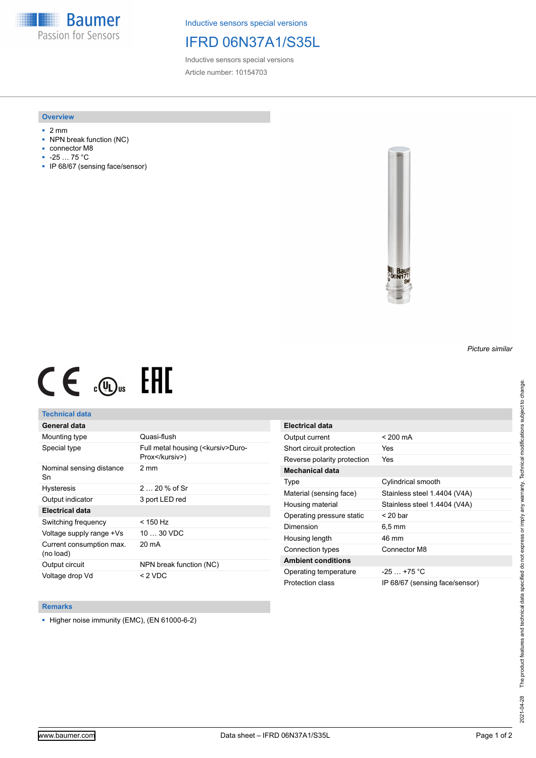Baumer
Passion for Sensors

Inductive sensors special versions

# IFRD 06N37A1/S35L

Inductive sensors special versions

Article number: 10154703

## Overview

- 2 mm
- NPN break function (NC)
- connector M8
- -25 … 75 °C
- IP 68/67 (sensing face/sensor)

*Picture similar*

## Technical data

| General data | |
|---|---|
| Mounting type | Quasi-flush |
| Special type | Full metal housing (<kursiv>Duro-Prox</kursiv>) |
| Nominal sensing distance Sn | 2 mm |
| Hysteresis | 2 … 20 % of Sr |
| Output indicator | 3 port LED red |
| **Electrical data** | |
| Switching frequency | < 150 Hz |
| Voltage supply range +Vs | 10 … 30 VDC |
| Current consumption max. (no load) | 20 mA |
| Output circuit | NPN break function (NC) |
| Voltage drop Vd | < 2 VDC |

| Electrical data | |
|---|---|
| Output current | < 200 mA |
| Short circuit protection | Yes |
| Reverse polarity protection | Yes |
| **Mechanical data** | |
| Type | Cylindrical smooth |
| Material (sensing face) | Stainless steel 1.4404 (V4A) |
| Housing material | Stainless steel 1.4404 (V4A) |
| Operating pressure static | < 20 bar |
| Dimension | 6,5 mm |
| Housing length | 46 mm |
| Connection types | Connector M8 |
| **Ambient conditions** | |
| Operating temperature | -25 … +75 °C |
| Protection class | IP 68/67 (sensing face/sensor) |

## Remarks

- Higher noise immunity (EMC), (EN 61000-6-2)

2021-04-28 The product features and technical data specified do not express or imply any warranty. Technical modifications subject to change.

www.baumer.com Data sheet – IFRD 06N37A1/S35L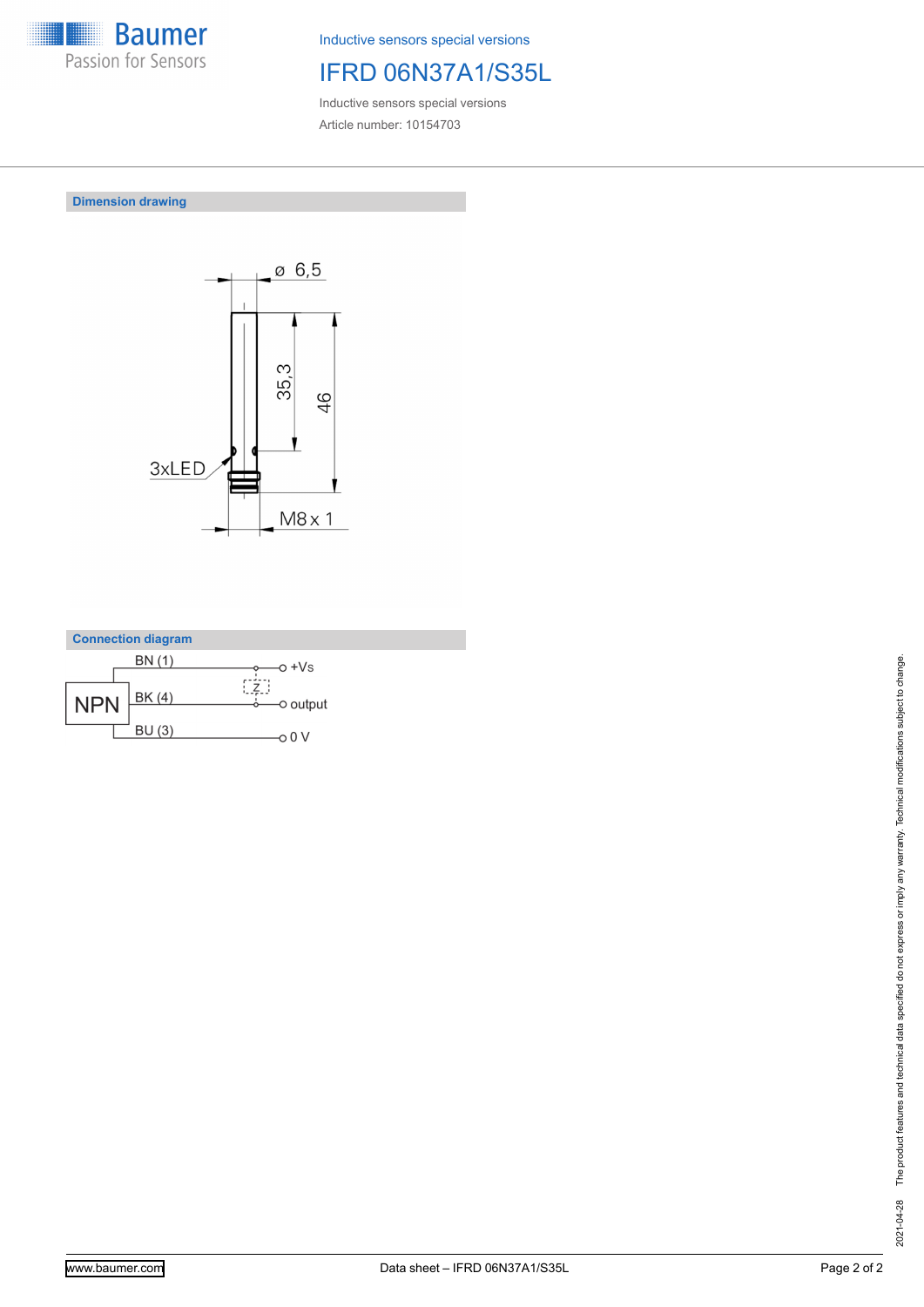Inductive sensors special versions

# IFRD 06N37A1/S35L

Inductive sensors special versions

Article number: 10154703

## Dimension drawing

ø 6,5

35,3

46

3xLED

M8 x 1

## Connection diagram

NPN

BN (1)

+Vs

BK (4)

Z

output

BU (3)

0 V

2021-04-28 The product features and technical data specified do not express or imply any warranty. Technical modifications subject to change.